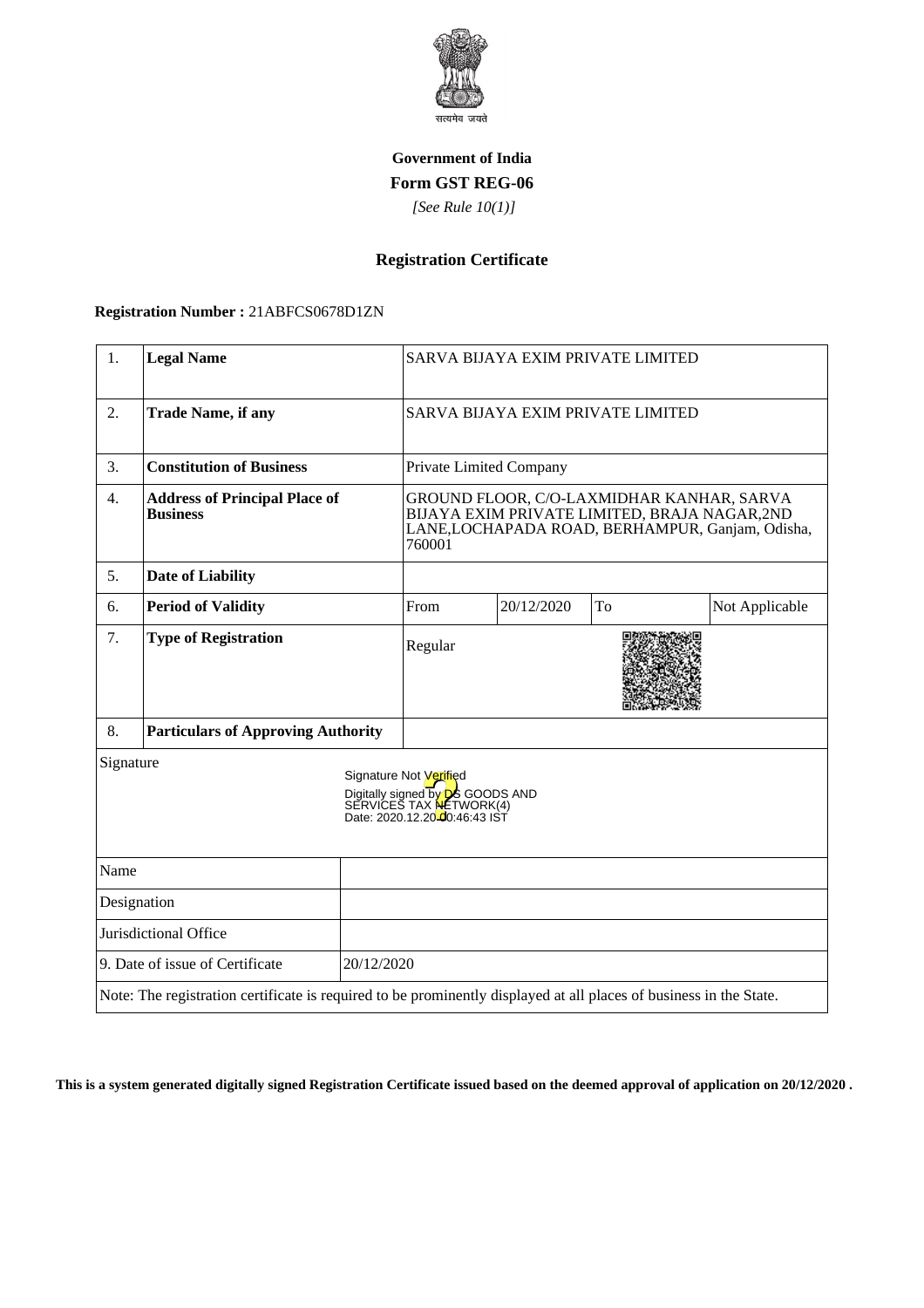**Government of India**

**Form GST REG-06**

*[See Rule 10(1)]*

## Registration Certificate

**Registration Number :** 21ABFCS0678D1ZN

| 1. | **Legal Name** | SARVA BIJAYA EXIM PRIVATE LIMITED | | | |
|---|---|---|---|---|---|
| 2. | **Trade Name, if any** | SARVA BIJAYA EXIM PRIVATE LIMITED | | | |
| 3. | **Constitution of Business** | Private Limited Company | | | |
| 4. | **Address of Principal Place of Business** | GROUND FLOOR, C/O-LAXMIDHAR KANHAR, SARVA BIJAYA EXIM PRIVATE LIMITED, BRAJA NAGAR,2ND LANE,LOCHAPADA ROAD, BERHAMPUR, Ganjam, Odisha, 760001 | | | |
| 5. | **Date of Liability** | | | | |
| 6. | **Period of Validity** | From | 20/12/2020 | To | Not Applicable |
| 7. | **Type of Registration** | Regular | | | |
| 8. | **Particulars of Approving Authority** | | | | |

Signature

Signature Not Verified
Digitally signed by DS GOODS AND SERVICES TAX NETWORK(4)
Date: 2020.12.20 00:46:43 IST

| Name | |
|---|---|
| Designation | |
| Jurisdictional Office | |
| 9. Date of issue of Certificate | 20/12/2020 |

Note: The registration certificate is required to be prominently displayed at all places of business in the State.

**This is a system generated digitally signed Registration Certificate issued based on the deemed approval of application on 20/12/2020 .**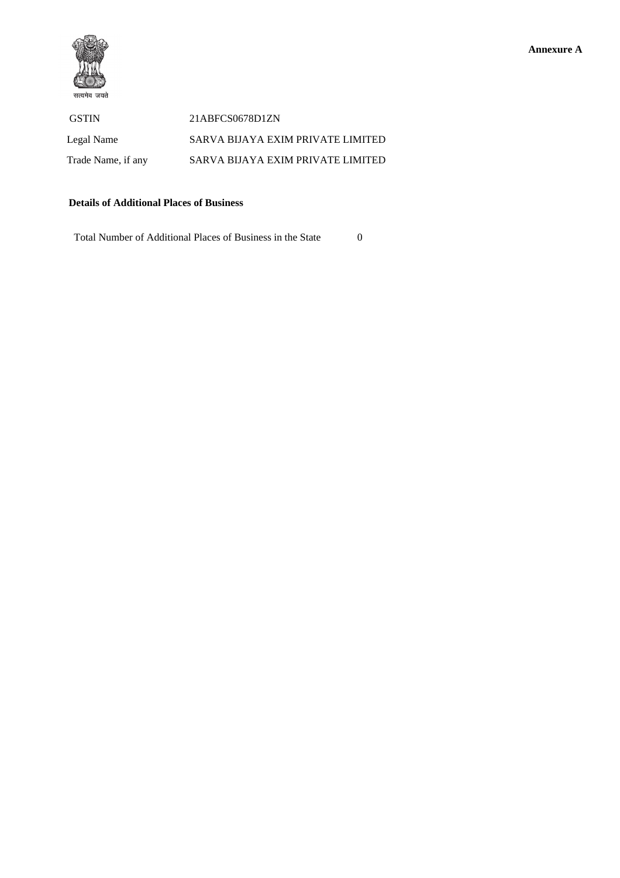**Annexure A**

सत्यमेव जयते

| | |
|---|---|
| GSTIN | 21ABFCS0678D1ZN |
| Legal Name | SARVA BIJAYA EXIM PRIVATE LIMITED |
| Trade Name, if any | SARVA BIJAYA EXIM PRIVATE LIMITED |

**Details of Additional Places of Business**

Total Number of Additional Places of Business in the State 0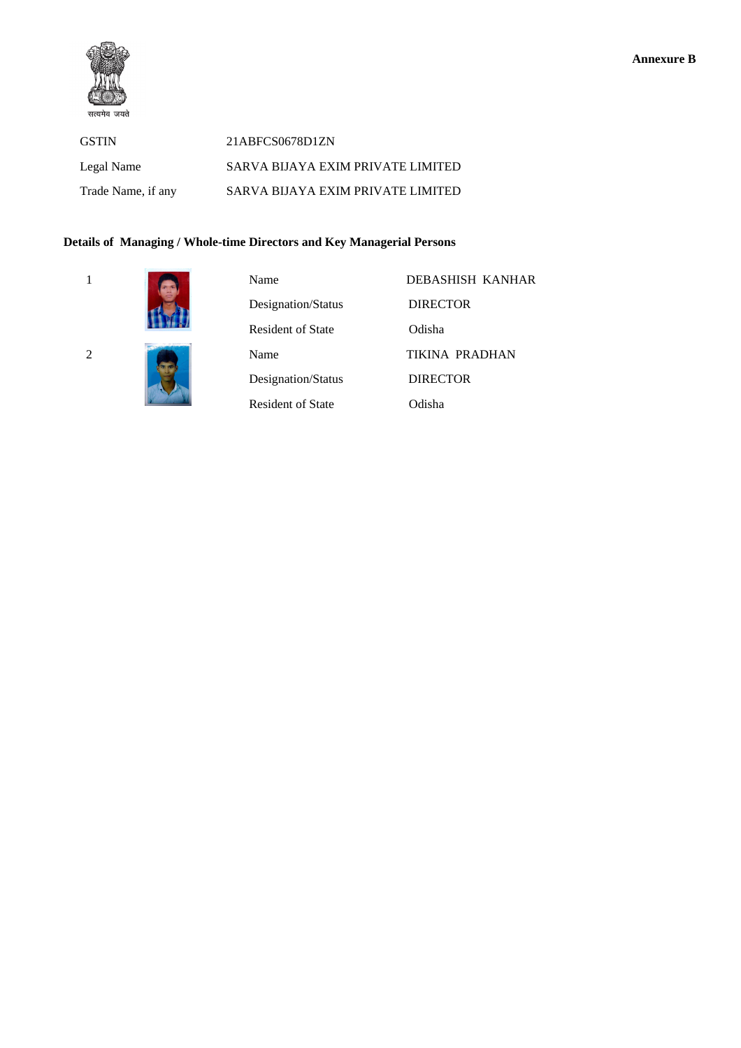**Annexure B**

| | |
|---|---|
| GSTIN | 21ABFCS0678D1ZN |
| Legal Name | SARVA BIJAYA EXIM PRIVATE LIMITED |
| Trade Name, if any | SARVA BIJAYA EXIM PRIVATE LIMITED |

**Details of Managing / Whole-time Directors and Key Managerial Persons**

| | | |
|---|---|---|
| 1 | Name | DEBASHISH KANHAR |
| | Designation/Status | DIRECTOR |
| | Resident of State | Odisha |
| 2 | Name | TIKINA PRADHAN |
| | Designation/Status | DIRECTOR |
| | Resident of State | Odisha |